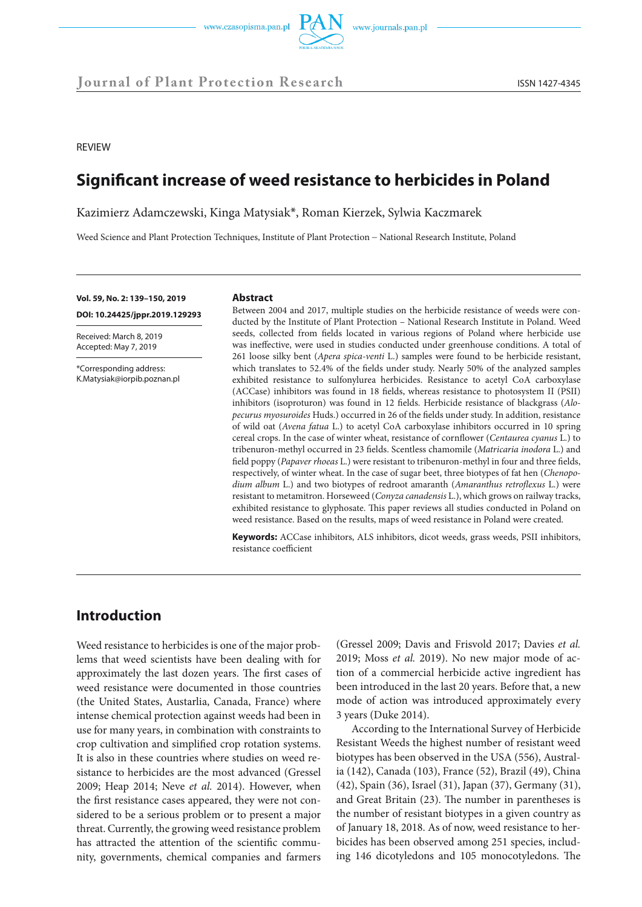REVIEW

# Significant increase of weed resistance to herbicides in Poland

Kazimierz Adamczewski, Kinga Matysiak*, Roman Kierzek, Sylwia Kaczmarek

Weed Science and Plant Protection Techniques, Institute of Plant Protection – National Research Institute, Poland

**Vol. 59, No. 2: 139–150, 2019**

**DOI: 10.24425/jppr.2019.129293**

Received: March 8, 2019
Accepted: May 7, 2019

*Corresponding address:
K.Matysiak@iorpib.poznan.pl

## Abstract

Between 2004 and 2017, multiple studies on the herbicide resistance of weeds were conducted by the Institute of Plant Protection – National Research Institute in Poland. Weed seeds, collected from fields located in various regions of Poland where herbicide use was ineffective, were used in studies conducted under greenhouse conditions. A total of 261 loose silky bent (*Apera spica-venti* L.) samples were found to be herbicide resistant, which translates to 52.4% of the fields under study. Nearly 50% of the analyzed samples exhibited resistance to sulfonylurea herbicides. Resistance to acetyl CoA carboxylase (ACCase) inhibitors was found in 18 fields, whereas resistance to photosystem II (PSII) inhibitors (isoproturon) was found in 12 fields. Herbicide resistance of blackgrass (*Alopecurus myosuroides* Huds.) occurred in 26 of the fields under study. In addition, resistance of wild oat (*Avena fatua* L.) to acetyl CoA carboxylase inhibitors occurred in 10 spring cereal crops. In the case of winter wheat, resistance of cornflower (*Centaurea cyanus* L.) to tribenuron-methyl occurred in 23 fields. Scentless chamomile (*Matricaria inodora* L.) and field poppy (*Papaver rhoeas* L.) were resistant to tribenuron-methyl in four and three fields, respectively, of winter wheat. In the case of sugar beet, three biotypes of fat hen (*Chenopodium album* L.) and two biotypes of redroot amaranth (*Amaranthus retroflexus* L.) were resistant to metamitron. Horseweed (*Conyza canadensis* L.), which grows on railway tracks, exhibited resistance to glyphosate. This paper reviews all studies conducted in Poland on weed resistance. Based on the results, maps of weed resistance in Poland were created.

**Keywords:** ACCase inhibitors, ALS inhibitors, dicot weeds, grass weeds, PSII inhibitors, resistance coefficient

## Introduction

Weed resistance to herbicides is one of the major problems that weed scientists have been dealing with for approximately the last dozen years. The first cases of weed resistance were documented in those countries (the United States, Austarlia, Canada, France) where intense chemical protection against weeds had been in use for many years, in combination with constraints to crop cultivation and simplified crop rotation systems. It is also in these countries where studies on weed resistance to herbicides are the most advanced (Gressel 2009; Heap 2014; Neve *et al.* 2014). However, when the first resistance cases appeared, they were not considered to be a serious problem or to present a major threat. Currently, the growing weed resistance problem has attracted the attention of the scientific community, governments, chemical companies and farmers (Gressel 2009; Davis and Frisvold 2017; Davies *et al.* 2019; Moss *et al.* 2019). No new major mode of action of a commercial herbicide active ingredient has been introduced in the last 20 years. Before that, a new mode of action was introduced approximately every 3 years (Duke 2014).

According to the International Survey of Herbicide Resistant Weeds the highest number of resistant weed biotypes has been observed in the USA (556), Australia (142), Canada (103), France (52), Brazil (49), China (42), Spain (36), Israel (31), Japan (37), Germany (31), and Great Britain (23). The number in parentheses is the number of resistant biotypes in a given country as of January 18, 2018. As of now, weed resistance to herbicides has been observed among 251 species, including 146 dicotyledons and 105 monocotyledons. The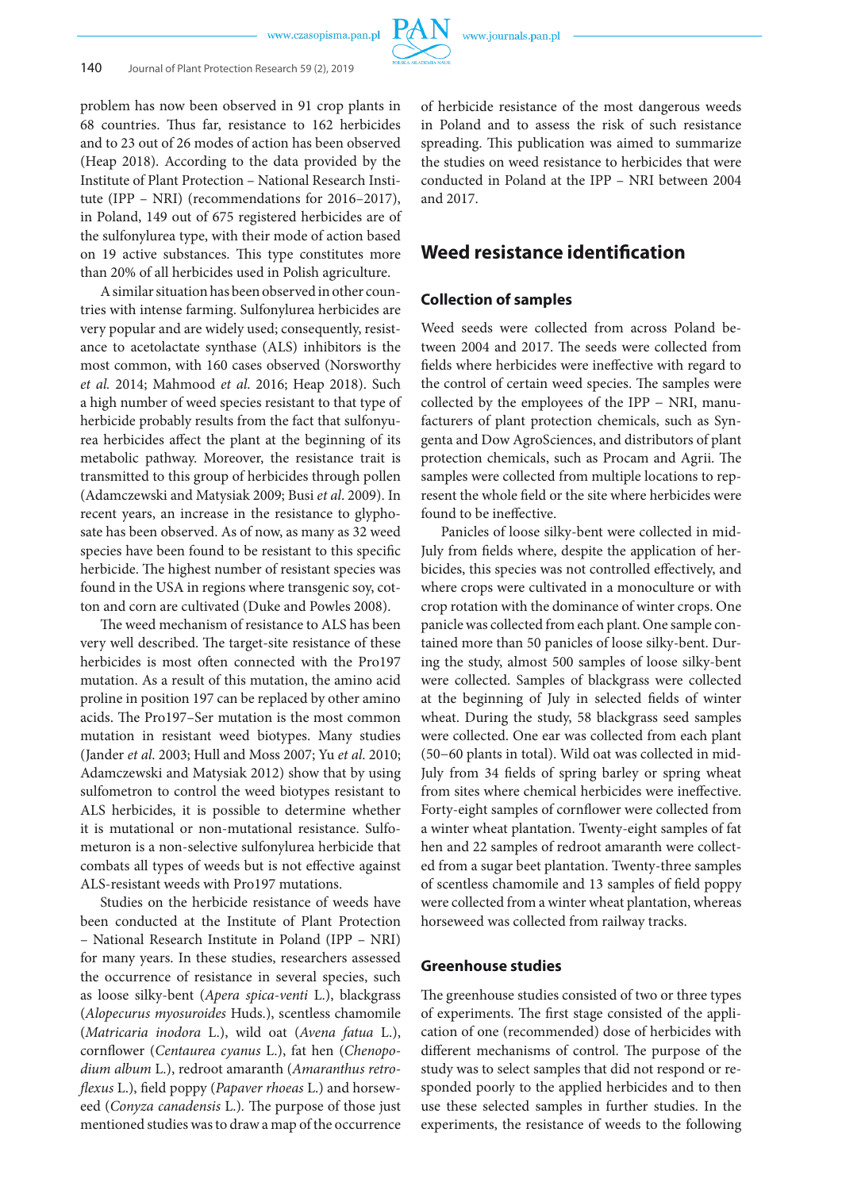problem has now been observed in 91 crop plants in 68 countries. Thus far, resistance to 162 herbicides and to 23 out of 26 modes of action has been observed (Heap 2018). According to the data provided by the Institute of Plant Protection – National Research Institute (IPP – NRI) (recommendations for 2016–2017), in Poland, 149 out of 675 registered herbicides are of the sulfonylurea type, with their mode of action based on 19 active substances. This type constitutes more than 20% of all herbicides used in Polish agriculture.

A similar situation has been observed in other countries with intense farming. Sulfonylurea herbicides are very popular and are widely used; consequently, resistance to acetolactate synthase (ALS) inhibitors is the most common, with 160 cases observed (Norsworthy *et al.* 2014; Mahmood *et al.* 2016; Heap 2018). Such a high number of weed species resistant to that type of herbicide probably results from the fact that sulfonyurea herbicides affect the plant at the beginning of its metabolic pathway. Moreover, the resistance trait is transmitted to this group of herbicides through pollen (Adamczewski and Matysiak 2009; Busi *et al*. 2009). In recent years, an increase in the resistance to glyphosate has been observed. As of now, as many as 32 weed species have been found to be resistant to this specific herbicide. The highest number of resistant species was found in the USA in regions where transgenic soy, cotton and corn are cultivated (Duke and Powles 2008).

The weed mechanism of resistance to ALS has been very well described. The target-site resistance of these herbicides is most often connected with the Pro197 mutation. As a result of this mutation, the amino acid proline in position 197 can be replaced by other amino acids. The Pro197–Ser mutation is the most common mutation in resistant weed biotypes. Many studies (Jander *et al*. 2003; Hull and Moss 2007; Yu *et al*. 2010; Adamczewski and Matysiak 2012) show that by using sulfometron to control the weed biotypes resistant to ALS herbicides, it is possible to determine whether it is mutational or non-mutational resistance. Sulfometuron is a non-selective sulfonylurea herbicide that combats all types of weeds but is not effective against ALS-resistant weeds with Pro197 mutations.

Studies on the herbicide resistance of weeds have been conducted at the Institute of Plant Protection – National Research Institute in Poland (IPP – NRI) for many years. In these studies, researchers assessed the occurrence of resistance in several species, such as loose silky-bent (*Apera spica-venti* L.), blackgrass (*Alopecurus myosuroides* Huds.), scentless chamomile (*Matricaria inodora* L.), wild oat (*Avena fatua* L.), cornflower (*Centaurea cyanus* L.), fat hen (*Chenopodium album* L.), redroot amaranth (*Amaranthus retroflexus* L.), field poppy (*Papaver rhoeas* L.) and horseweed (*Conyza canadensis* L.). The purpose of those just mentioned studies was to draw a map of the occurrence of herbicide resistance of the most dangerous weeds in Poland and to assess the risk of such resistance spreading. This publication was aimed to summarize the studies on weed resistance to herbicides that were conducted in Poland at the IPP – NRI between 2004 and 2017.

## Weed resistance identification

### Collection of samples

Weed seeds were collected from across Poland between 2004 and 2017. The seeds were collected from fields where herbicides were ineffective with regard to the control of certain weed species. The samples were collected by the employees of the IPP – NRI, manufacturers of plant protection chemicals, such as Syngenta and Dow AgroSciences, and distributors of plant protection chemicals, such as Procam and Agrii. The samples were collected from multiple locations to represent the whole field or the site where herbicides were found to be ineffective.

Panicles of loose silky-bent were collected in mid-July from fields where, despite the application of herbicides, this species was not controlled effectively, and where crops were cultivated in a monoculture or with crop rotation with the dominance of winter crops. One panicle was collected from each plant. One sample contained more than 50 panicles of loose silky-bent. During the study, almost 500 samples of loose silky-bent were collected. Samples of blackgrass were collected at the beginning of July in selected fields of winter wheat. During the study, 58 blackgrass seed samples were collected. One ear was collected from each plant (50–60 plants in total). Wild oat was collected in mid-July from 34 fields of spring barley or spring wheat from sites where chemical herbicides were ineffective. Forty-eight samples of cornflower were collected from a winter wheat plantation. Twenty-eight samples of fat hen and 22 samples of redroot amaranth were collected from a sugar beet plantation. Twenty-three samples of scentless chamomile and 13 samples of field poppy were collected from a winter wheat plantation, whereas horseweed was collected from railway tracks.

### Greenhouse studies

The greenhouse studies consisted of two or three types of experiments. The first stage consisted of the application of one (recommended) dose of herbicides with different mechanisms of control. The purpose of the study was to select samples that did not respond or responded poorly to the applied herbicides and to then use these selected samples in further studies. In the experiments, the resistance of weeds to the following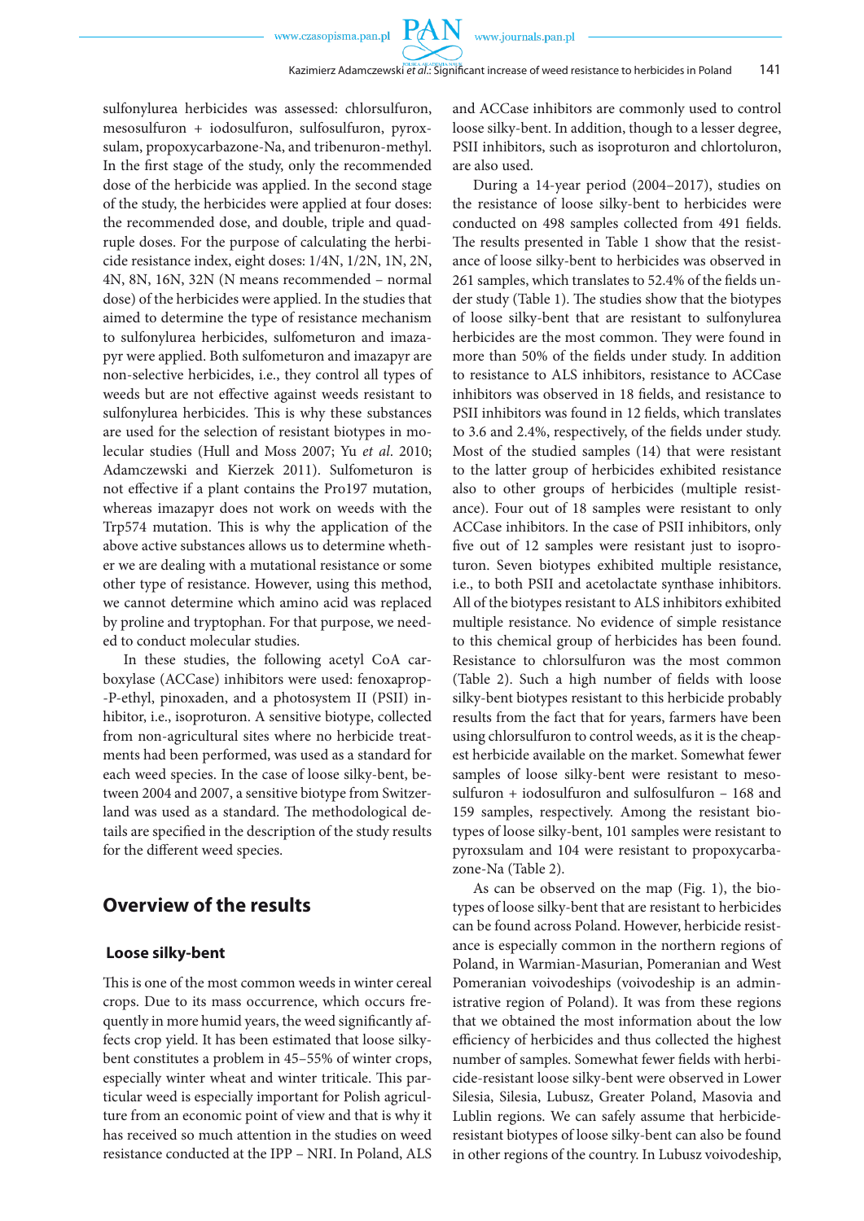sulfonylurea herbicides was assessed: chlorsulfuron, mesosulfuron + iodosulfuron, sulfosulfuron, pyroxsulam, propoxycarbazone-Na, and tribenuron-methyl. In the first stage of the study, only the recommended dose of the herbicide was applied. In the second stage of the study, the herbicides were applied at four doses: the recommended dose, and double, triple and quadruple doses. For the purpose of calculating the herbicide resistance index, eight doses: 1/4N, 1/2N, 1N, 2N, 4N, 8N, 16N, 32N (N means recommended – normal dose) of the herbicides were applied. In the studies that aimed to determine the type of resistance mechanism to sulfonylurea herbicides, sulfometuron and imazapyr were applied. Both sulfometuron and imazapyr are non-selective herbicides, i.e., they control all types of weeds but are not effective against weeds resistant to sulfonylurea herbicides. This is why these substances are used for the selection of resistant biotypes in molecular studies (Hull and Moss 2007; Yu *et al*. 2010; Adamczewski and Kierzek 2011). Sulfometuron is not effective if a plant contains the Pro197 mutation, whereas imazapyr does not work on weeds with the Trp574 mutation. This is why the application of the above active substances allows us to determine whether we are dealing with a mutational resistance or some other type of resistance. However, using this method, we cannot determine which amino acid was replaced by proline and tryptophan. For that purpose, we needed to conduct molecular studies.

In these studies, the following acetyl CoA carboxylase (ACCase) inhibitors were used: fenoxaprop-P-ethyl, pinoxaden, and a photosystem II (PSII) inhibitor, i.e., isoproturon. A sensitive biotype, collected from non-agricultural sites where no herbicide treatments had been performed, was used as a standard for each weed species. In the case of loose silky-bent, between 2004 and 2007, a sensitive biotype from Switzerland was used as a standard. The methodological details are specified in the description of the study results for the different weed species.

## Overview of the results

### Loose silky-bent

This is one of the most common weeds in winter cereal crops. Due to its mass occurrence, which occurs frequently in more humid years, the weed significantly affects crop yield. It has been estimated that loose silky-bent constitutes a problem in 45–55% of winter crops, especially winter wheat and winter triticale. This particular weed is especially important for Polish agriculture from an economic point of view and that is why it has received so much attention in the studies on weed resistance conducted at the IPP – NRI. In Poland, ALS and ACCase inhibitors are commonly used to control loose silky-bent. In addition, though to a lesser degree, PSII inhibitors, such as isoproturon and chlortoluron, are also used.

During a 14-year period (2004–2017), studies on the resistance of loose silky-bent to herbicides were conducted on 498 samples collected from 491 fields. The results presented in Table 1 show that the resistance of loose silky-bent to herbicides was observed in 261 samples, which translates to 52.4% of the fields under study (Table 1). The studies show that the biotypes of loose silky-bent that are resistant to sulfonylurea herbicides are the most common. They were found in more than 50% of the fields under study. In addition to resistance to ALS inhibitors, resistance to ACCase inhibitors was observed in 18 fields, and resistance to PSII inhibitors was found in 12 fields, which translates to 3.6 and 2.4%, respectively, of the fields under study. Most of the studied samples (14) that were resistant to the latter group of herbicides exhibited resistance also to other groups of herbicides (multiple resistance). Four out of 18 samples were resistant to only ACCase inhibitors. In the case of PSII inhibitors, only five out of 12 samples were resistant just to isoproturon. Seven biotypes exhibited multiple resistance, i.e., to both PSII and acetolactate synthase inhibitors. All of the biotypes resistant to ALS inhibitors exhibited multiple resistance. No evidence of simple resistance to this chemical group of herbicides has been found. Resistance to chlorsulfuron was the most common (Table 2). Such a high number of fields with loose silky-bent biotypes resistant to this herbicide probably results from the fact that for years, farmers have been using chlorsulfuron to control weeds, as it is the cheapest herbicide available on the market. Somewhat fewer samples of loose silky-bent were resistant to mesosulfuron + iodosulfuron and sulfosulfuron – 168 and 159 samples, respectively. Among the resistant biotypes of loose silky-bent, 101 samples were resistant to pyroxsulam and 104 were resistant to propoxycarbazone-Na (Table 2).

As can be observed on the map (Fig. 1), the biotypes of loose silky-bent that are resistant to herbicides can be found across Poland. However, herbicide resistance is especially common in the northern regions of Poland, in Warmian-Masurian, Pomeranian and West Pomeranian voivodeships (voivodeship is an administrative region of Poland). It was from these regions that we obtained the most information about the low efficiency of herbicides and thus collected the highest number of samples. Somewhat fewer fields with herbicide-resistant loose silky-bent were observed in Lower Silesia, Silesia, Lubusz, Greater Poland, Masovia and Lublin regions. We can safely assume that herbicide-resistant biotypes of loose silky-bent can also be found in other regions of the country. In Lubusz voivodeship,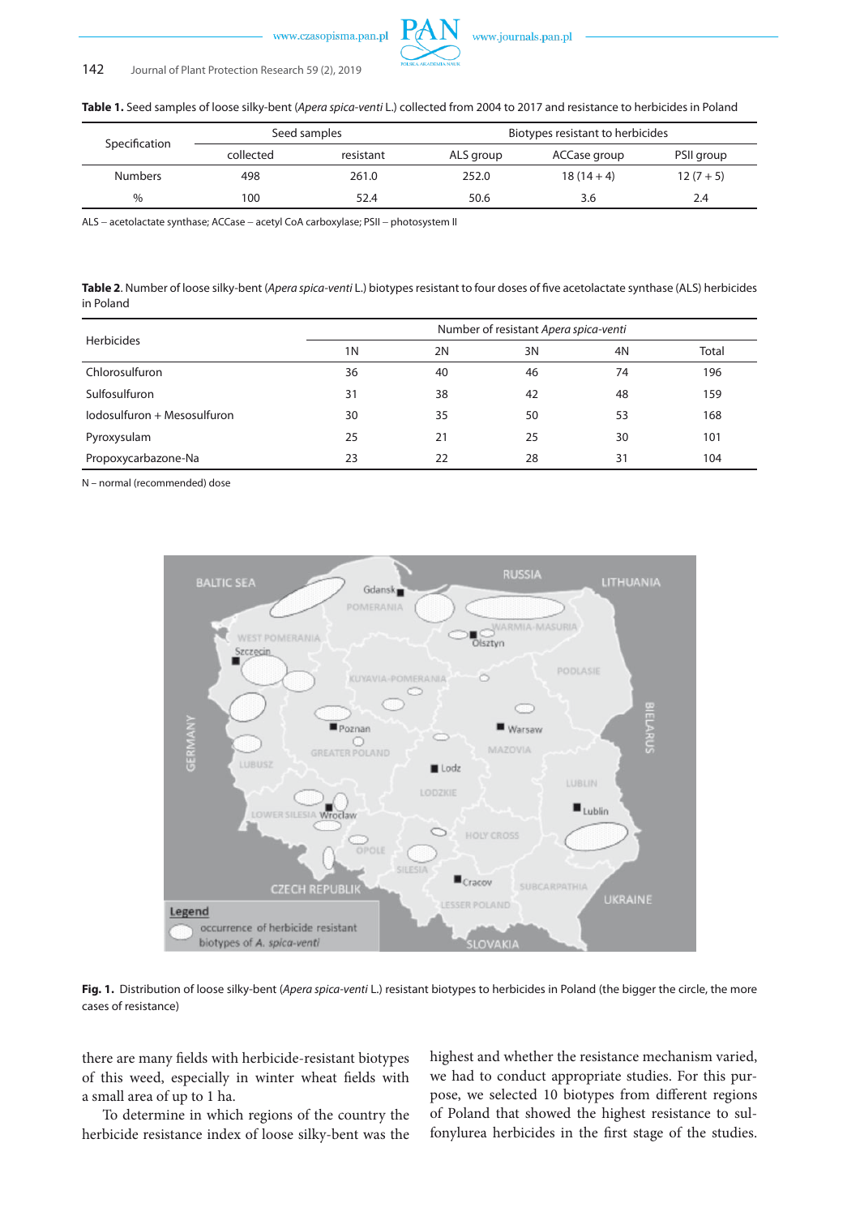**Table 1.** Seed samples of loose silky-bent (*Apera spica-venti* L.) collected from 2004 to 2017 and resistance to herbicides in Poland

| Specification | Seed samples | | Biotypes resistant to herbicides | | |
|---|---|---|---|---|---|
| | collected | resistant | ALS group | ACCase group | PSII group |
| Numbers | 498 | 261.0 | 252.0 | 18 (14 + 4) | 12 (7 + 5) |
| % | 100 | 52.4 | 50.6 | 3.6 | 2.4 |

ALS – acetolactate synthase; ACCase – acetyl CoA carboxylase; PSII – photosystem II

**Table 2**. Number of loose silky-bent (*Apera spica-venti* L.) biotypes resistant to four doses of five acetolactate synthase (ALS) herbicides in Poland

| Herbicides | Number of resistant *Apera spica-venti* | | | | |
|---|---|---|---|---|---|
| | 1N | 2N | 3N | 4N | Total |
| Chlorosulfuron | 36 | 40 | 46 | 74 | 196 |
| Sulfosulfuron | 31 | 38 | 42 | 48 | 159 |
| Iodosulfuron + Mesosulfuron | 30 | 35 | 50 | 53 | 168 |
| Pyroxysulam | 25 | 21 | 25 | 30 | 101 |
| Propoxycarbazone-Na | 23 | 22 | 28 | 31 | 104 |

N – normal (recommended) dose

**Fig. 1.** Distribution of loose silky-bent (*Apera spica-venti* L.) resistant biotypes to herbicides in Poland (the bigger the circle, the more cases of resistance)

there are many fields with herbicide-resistant biotypes of this weed, especially in winter wheat fields with a small area of up to 1 ha.

To determine in which regions of the country the herbicide resistance index of loose silky-bent was the highest and whether the resistance mechanism varied, we had to conduct appropriate studies. For this purpose, we selected 10 biotypes from different regions of Poland that showed the highest resistance to sulfonylurea herbicides in the first stage of the studies.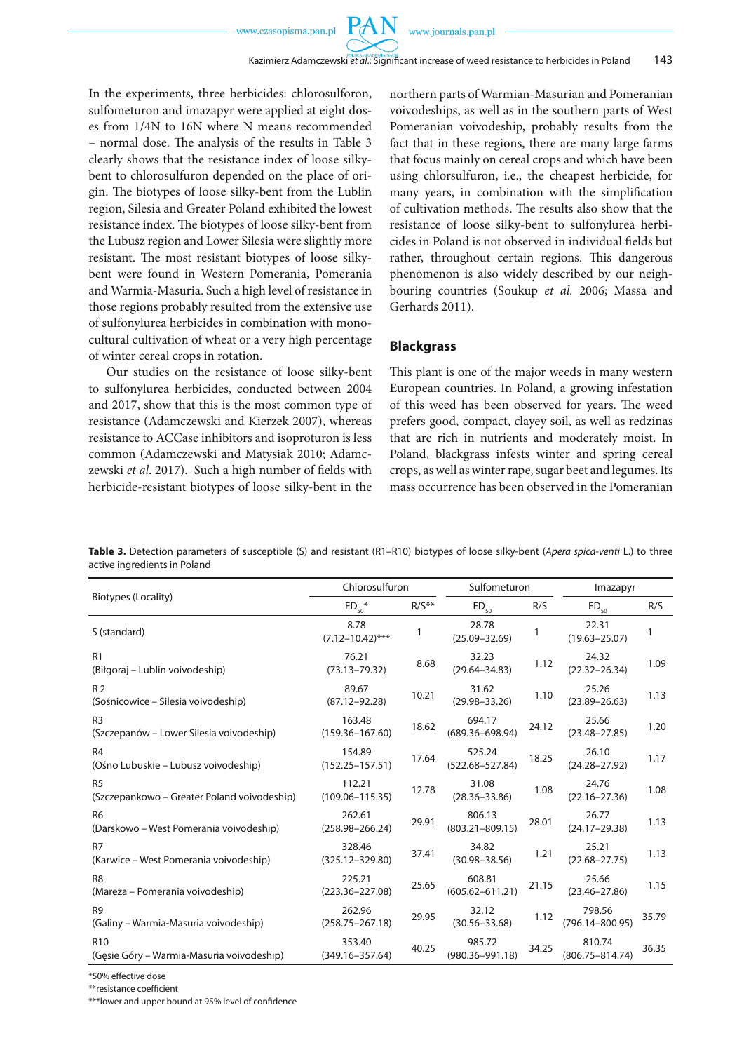In the experiments, three herbicides: chlorosulforon, sulfometuron and imazapyr were applied at eight doses from 1/4N to 16N where N means recommended – normal dose. The analysis of the results in Table 3 clearly shows that the resistance index of loose silky-bent to chlorosulfuron depended on the place of origin. The biotypes of loose silky-bent from the Lublin region, Silesia and Greater Poland exhibited the lowest resistance index. The biotypes of loose silky-bent from the Lubusz region and Lower Silesia were slightly more resistant. The most resistant biotypes of loose silky-bent were found in Western Pomerania, Pomerania and Warmia-Masuria. Such a high level of resistance in those regions probably resulted from the extensive use of sulfonylurea herbicides in combination with monocultural cultivation of wheat or a very high percentage of winter cereal crops in rotation.

Our studies on the resistance of loose silky-bent to sulfonylurea herbicides, conducted between 2004 and 2017, show that this is the most common type of resistance (Adamczewski and Kierzek 2007), whereas resistance to ACCase inhibitors and isoproturon is less common (Adamczewski and Matysiak 2010; Adamczewski *et al*. 2017). Such a high number of fields with herbicide-resistant biotypes of loose silky-bent in the northern parts of Warmian-Masurian and Pomeranian voivodeships, as well as in the southern parts of West Pomeranian voivodeship, probably results from the fact that in these regions, there are many large farms that focus mainly on cereal crops and which have been using chlorsulfuron, i.e., the cheapest herbicide, for many years, in combination with the simplification of cultivation methods. The results also show that the resistance of loose silky-bent to sulfonylurea herbicides in Poland is not observed in individual fields but rather, throughout certain regions. This dangerous phenomenon is also widely described by our neighbouring countries (Soukup *et al.* 2006; Massa and Gerhards 2011).

## Blackgrass

This plant is one of the major weeds in many western European countries. In Poland, a growing infestation of this weed has been observed for years. The weed prefers good, compact, clayey soil, as well as redzinas that are rich in nutrients and moderately moist. In Poland, blackgrass infests winter and spring cereal crops, as well as winter rape, sugar beet and legumes. Its mass occurrence has been observed in the Pomeranian

**Table 3.** Detection parameters of susceptible (S) and resistant (R1–R10) biotypes of loose silky-bent (*Apera spica-venti* L.) to three active ingredients in Poland

| Biotypes (Locality) | Chlorosulfuron | | Sulfometuron | | Imazapyr | |
|---|---|---|---|---|---|---|
| | $ED_{50}$* | R/S** | $ED_{50}$ | R/S | $ED_{50}$ | R/S |
| S (standard) | 8.78 (7.12–10.42)*** | 1 | 28.78 (25.09–32.69) | 1 | 22.31 (19.63–25.07) | 1 |
| R1 (Biłgoraj – Lublin voivodeship) | 76.21 (73.13–79.32) | 8.68 | 32.23 (29.64–34.83) | 1.12 | 24.32 (22.32–26.34) | 1.09 |
| R 2 (Sośnicowice – Silesia voivodeship) | 89.67 (87.12–92.28) | 10.21 | 31.62 (29.98–33.26) | 1.10 | 25.26 (23.89–26.63) | 1.13 |
| R3 (Szczepanów – Lower Silesia voivodeship) | 163.48 (159.36–167.60) | 18.62 | 694.17 (689.36–698.94) | 24.12 | 25.66 (23.48–27.85) | 1.20 |
| R4 (Ośno Lubuskie – Lubusz voivodeship) | 154.89 (152.25–157.51) | 17.64 | 525.24 (522.68–527.84) | 18.25 | 26.10 (24.28–27.92) | 1.17 |
| R5 (Szczepankowo – Greater Poland voivodeship) | 112.21 (109.06–115.35) | 12.78 | 31.08 (28.36–33.86) | 1.08 | 24.76 (22.16–27.36) | 1.08 |
| R6 (Darskowo – West Pomerania voivodeship) | 262.61 (258.98–266.24) | 29.91 | 806.13 (803.21–809.15) | 28.01 | 26.77 (24.17–29.38) | 1.13 |
| R7 (Karwice – West Pomerania voivodeship) | 328.46 (325.12–329.80) | 37.41 | 34.82 (30.98–38.56) | 1.21 | 25.21 (22.68–27.75) | 1.13 |
| R8 (Mareza – Pomerania voivodeship) | 225.21 (223.36–227.08) | 25.65 | 608.81 (605.62–611.21) | 21.15 | 25.66 (23.46–27.86) | 1.15 |
| R9 (Galiny – Warmia-Masuria voivodeship) | 262.96 (258.75–267.18) | 29.95 | 32.12 (30.56–33.68) | 1.12 | 798.56 (796.14–800.95) | 35.79 |
| R10 (Gęsie Góry – Warmia-Masuria voivodeship) | 353.40 (349.16–357.64) | 40.25 | 985.72 (980.36–991.18) | 34.25 | 810.74 (806.75–814.74) | 36.35 |

*50% effective dose

**resistance coefficient

***lower and upper bound at 95% level of confidence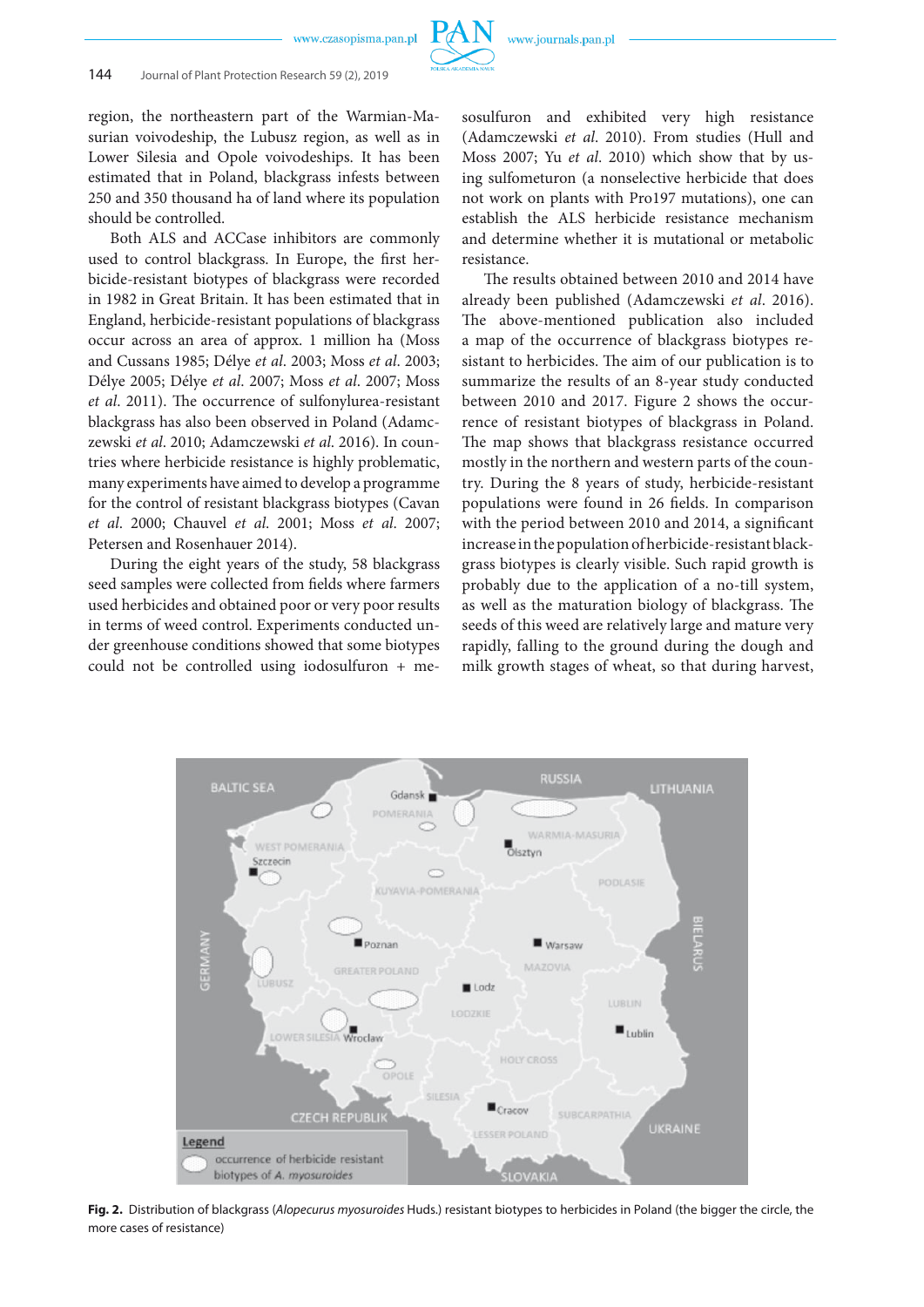region, the northeastern part of the Warmian-Masurian voivodeship, the Lubusz region, as well as in Lower Silesia and Opole voivodeships. It has been estimated that in Poland, blackgrass infests between 250 and 350 thousand ha of land where its population should be controlled.

Both ALS and ACCase inhibitors are commonly used to control blackgrass. In Europe, the first herbicide-resistant biotypes of blackgrass were recorded in 1982 in Great Britain. It has been estimated that in England, herbicide-resistant populations of blackgrass occur across an area of approx. 1 million ha (Moss and Cussans 1985; Délye *et al.* 2003; Moss *et al.* 2003; Délye 2005; Délye *et al.* 2007; Moss *et al.* 2007; Moss *et al.* 2011). The occurrence of sulfonylurea-resistant blackgrass has also been observed in Poland (Adamczewski *et al.* 2010; Adamczewski *et al.* 2016). In countries where herbicide resistance is highly problematic, many experiments have aimed to develop a programme for the control of resistant blackgrass biotypes (Cavan *et al.* 2000; Chauvel *et al.* 2001; Moss *et al.* 2007; Petersen and Rosenhauer 2014).

During the eight years of the study, 58 blackgrass seed samples were collected from fields where farmers used herbicides and obtained poor or very poor results in terms of weed control. Experiments conducted under greenhouse conditions showed that some biotypes could not be controlled using iodosulfuron + mesosulfuron and exhibited very high resistance (Adamczewski *et al.* 2010). From studies (Hull and Moss 2007; Yu *et al.* 2010) which show that by using sulfometuron (a nonselective herbicide that does not work on plants with Pro197 mutations), one can establish the ALS herbicide resistance mechanism and determine whether it is mutational or metabolic resistance.

The results obtained between 2010 and 2014 have already been published (Adamczewski *et al.* 2016). The above-mentioned publication also included a map of the occurrence of blackgrass biotypes resistant to herbicides. The aim of our publication is to summarize the results of an 8-year study conducted between 2010 and 2017. Figure 2 shows the occurrence of resistant biotypes of blackgrass in Poland. The map shows that blackgrass resistance occurred mostly in the northern and western parts of the country. During the 8 years of study, herbicide-resistant populations were found in 26 fields. In comparison with the period between 2010 and 2014, a significant increase in the population of herbicide-resistant blackgrass biotypes is clearly visible. Such rapid growth is probably due to the application of a no-till system, as well as the maturation biology of blackgrass. The seeds of this weed are relatively large and mature very rapidly, falling to the ground during the dough and milk growth stages of wheat, so that during harvest,

**Fig. 2.** Distribution of blackgrass (*Alopecurus myosuroides* Huds.) resistant biotypes to herbicides in Poland (the bigger the circle, the more cases of resistance)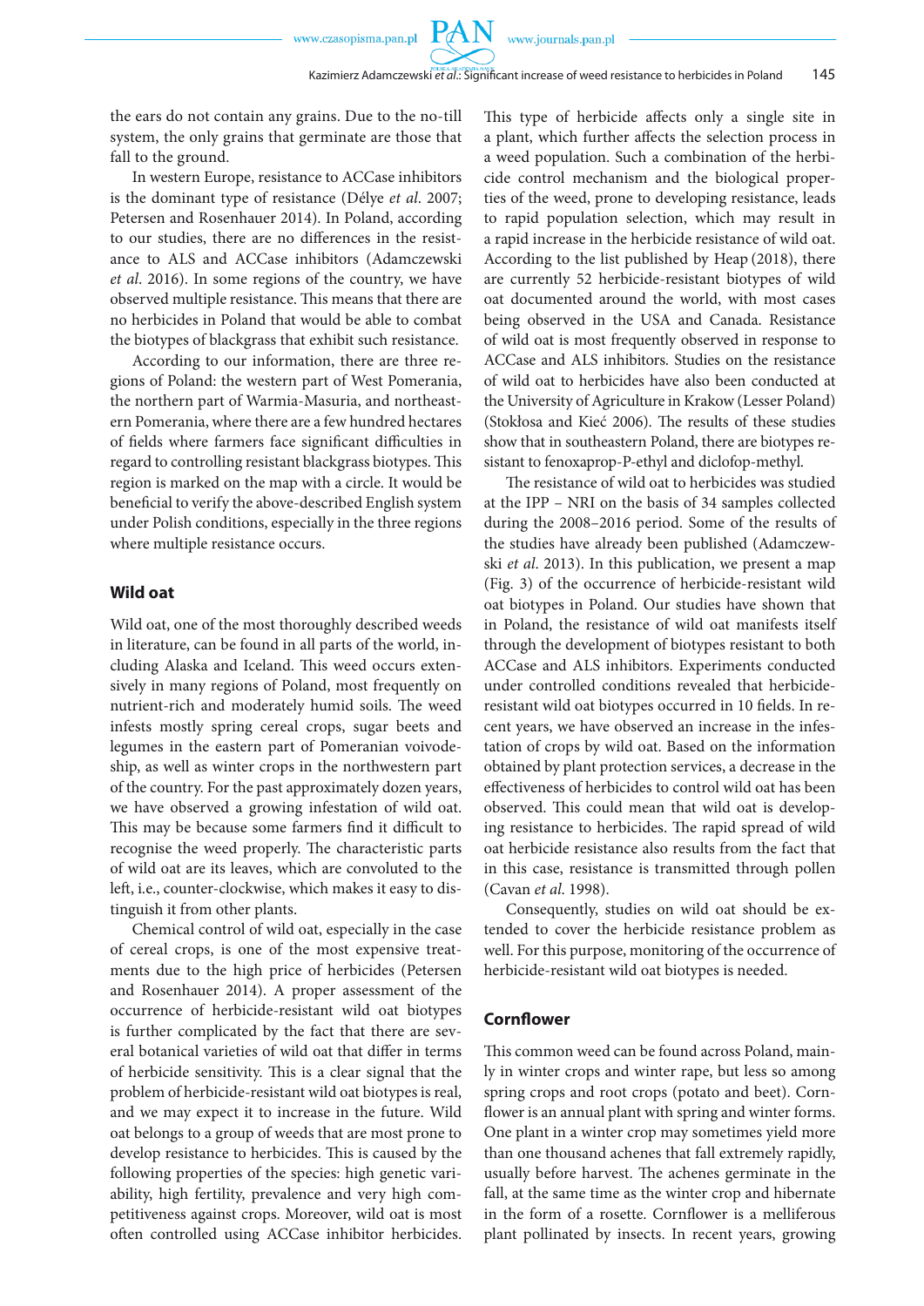the ears do not contain any grains. Due to the no-till system, the only grains that germinate are those that fall to the ground.

In western Europe, resistance to ACCase inhibitors is the dominant type of resistance (Délye *et al*. 2007; Petersen and Rosenhauer 2014). In Poland, according to our studies, there are no differences in the resistance to ALS and ACCase inhibitors (Adamczewski *et al*. 2016). In some regions of the country, we have observed multiple resistance. This means that there are no herbicides in Poland that would be able to combat the biotypes of blackgrass that exhibit such resistance.

According to our information, there are three regions of Poland: the western part of West Pomerania, the northern part of Warmia-Masuria, and northeastern Pomerania, where there are a few hundred hectares of fields where farmers face significant difficulties in regard to controlling resistant blackgrass biotypes. This region is marked on the map with a circle. It would be beneficial to verify the above-described English system under Polish conditions, especially in the three regions where multiple resistance occurs.

### Wild oat

Wild oat, one of the most thoroughly described weeds in literature, can be found in all parts of the world, including Alaska and Iceland. This weed occurs extensively in many regions of Poland, most frequently on nutrient-rich and moderately humid soils. The weed infests mostly spring cereal crops, sugar beets and legumes in the eastern part of Pomeranian voivodeship, as well as winter crops in the northwestern part of the country. For the past approximately dozen years, we have observed a growing infestation of wild oat. This may be because some farmers find it difficult to recognise the weed properly. The characteristic parts of wild oat are its leaves, which are convoluted to the left, i.e., counter-clockwise, which makes it easy to distinguish it from other plants.

Chemical control of wild oat, especially in the case of cereal crops, is one of the most expensive treatments due to the high price of herbicides (Petersen and Rosenhauer 2014). A proper assessment of the occurrence of herbicide-resistant wild oat biotypes is further complicated by the fact that there are several botanical varieties of wild oat that differ in terms of herbicide sensitivity. This is a clear signal that the problem of herbicide-resistant wild oat biotypes is real, and we may expect it to increase in the future. Wild oat belongs to a group of weeds that are most prone to develop resistance to herbicides. This is caused by the following properties of the species: high genetic variability, high fertility, prevalence and very high competitiveness against crops. Moreover, wild oat is most often controlled using ACCase inhibitor herbicides. This type of herbicide affects only a single site in a plant, which further affects the selection process in a weed population. Such a combination of the herbicide control mechanism and the biological properties of the weed, prone to developing resistance, leads to rapid population selection, which may result in a rapid increase in the herbicide resistance of wild oat. According to the list published by Heap (2018), there are currently 52 herbicide-resistant biotypes of wild oat documented around the world, with most cases being observed in the USA and Canada. Resistance of wild oat is most frequently observed in response to ACCase and ALS inhibitors. Studies on the resistance of wild oat to herbicides have also been conducted at the University of Agriculture in Krakow (Lesser Poland) (Stokłosa and Kieć 2006). The results of these studies show that in southeastern Poland, there are biotypes resistant to fenoxaprop-P-ethyl and diclofop-methyl.

The resistance of wild oat to herbicides was studied at the IPP – NRI on the basis of 34 samples collected during the 2008–2016 period. Some of the results of the studies have already been published (Adamczewski *et al*. 2013). In this publication, we present a map (Fig. 3) of the occurrence of herbicide-resistant wild oat biotypes in Poland. Our studies have shown that in Poland, the resistance of wild oat manifests itself through the development of biotypes resistant to both ACCase and ALS inhibitors. Experiments conducted under controlled conditions revealed that herbicide-resistant wild oat biotypes occurred in 10 fields. In recent years, we have observed an increase in the infestation of crops by wild oat. Based on the information obtained by plant protection services, a decrease in the effectiveness of herbicides to control wild oat has been observed. This could mean that wild oat is developing resistance to herbicides. The rapid spread of wild oat herbicide resistance also results from the fact that in this case, resistance is transmitted through pollen (Cavan *et al*. 1998).

Consequently, studies on wild oat should be extended to cover the herbicide resistance problem as well. For this purpose, monitoring of the occurrence of herbicide-resistant wild oat biotypes is needed.

### Cornflower

This common weed can be found across Poland, mainly in winter crops and winter rape, but less so among spring crops and root crops (potato and beet). Cornflower is an annual plant with spring and winter forms. One plant in a winter crop may sometimes yield more than one thousand achenes that fall extremely rapidly, usually before harvest. The achenes germinate in the fall, at the same time as the winter crop and hibernate in the form of a rosette. Cornflower is a melliferous plant pollinated by insects. In recent years, growing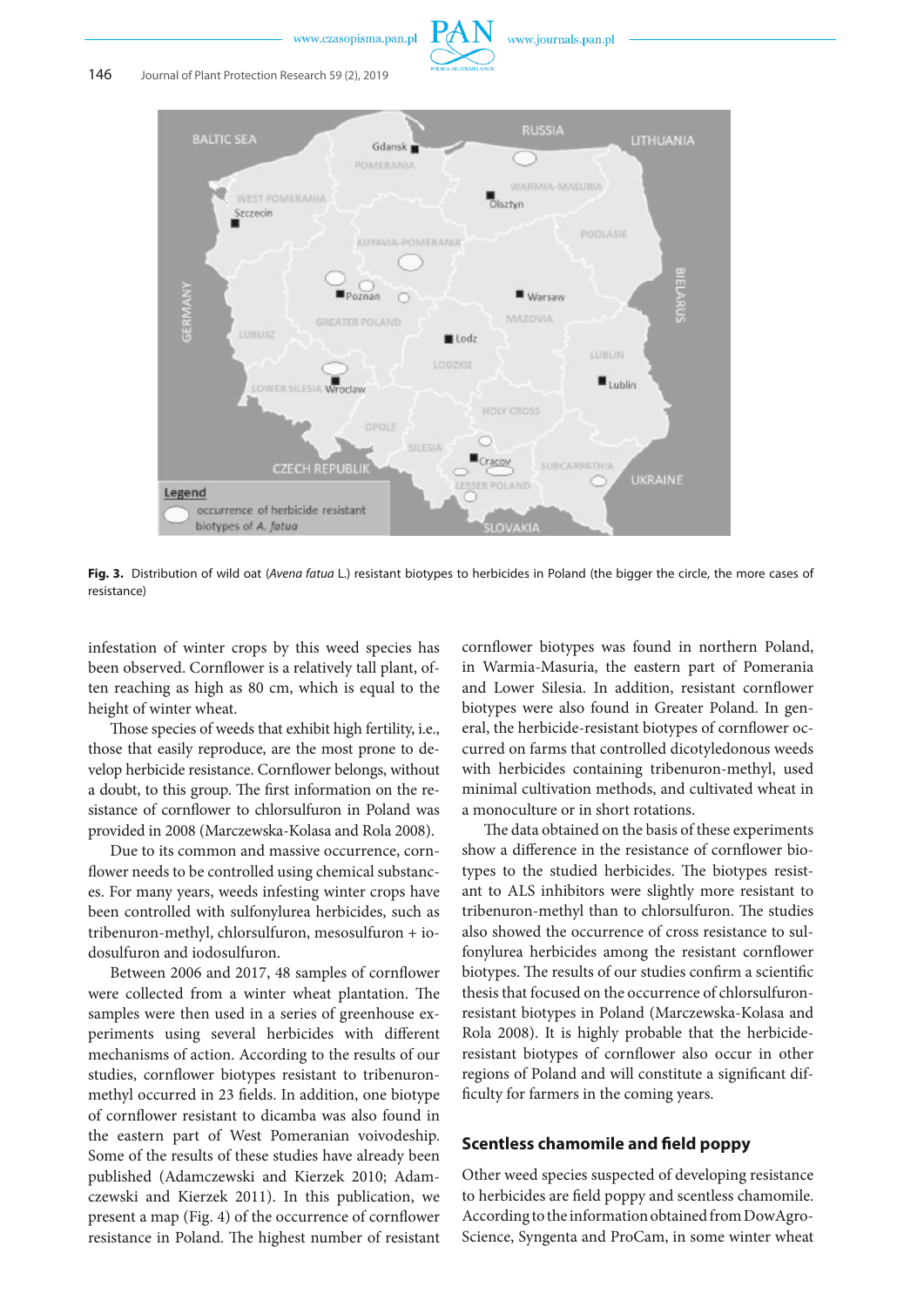Fig. 3. Distribution of wild oat (*Avena fatua* L.) resistant biotypes to herbicides in Poland (the bigger the circle, the more cases of resistance)

infestation of winter crops by this weed species has been observed. Cornflower is a relatively tall plant, often reaching as high as 80 cm, which is equal to the height of winter wheat.

Those species of weeds that exhibit high fertility, i.e., those that easily reproduce, are the most prone to develop herbicide resistance. Cornflower belongs, without a doubt, to this group. The first information on the resistance of cornflower to chlorsulfuron in Poland was provided in 2008 (Marczewska-Kolasa and Rola 2008).

Due to its common and massive occurrence, cornflower needs to be controlled using chemical substances. For many years, weeds infesting winter crops have been controlled with sulfonylurea herbicides, such as tribenuron-methyl, chlorsulfuron, mesosulfuron + iodosulfuron and iodosulfuron.

Between 2006 and 2017, 48 samples of cornflower were collected from a winter wheat plantation. The samples were then used in a series of greenhouse experiments using several herbicides with different mechanisms of action. According to the results of our studies, cornflower biotypes resistant to tribenuron-methyl occurred in 23 fields. In addition, one biotype of cornflower resistant to dicamba was also found in the eastern part of West Pomeranian voivodeship. Some of the results of these studies have already been published (Adamczewski and Kierzek 2010; Adamczewski and Kierzek 2011). In this publication, we present a map (Fig. 4) of the occurrence of cornflower resistance in Poland. The highest number of resistant cornflower biotypes was found in northern Poland, in Warmia-Masuria, the eastern part of Pomerania and Lower Silesia. In addition, resistant cornflower biotypes were also found in Greater Poland. In general, the herbicide-resistant biotypes of cornflower occurred on farms that controlled dicotyledonous weeds with herbicides containing tribenuron-methyl, used minimal cultivation methods, and cultivated wheat in a monoculture or in short rotations.

The data obtained on the basis of these experiments show a difference in the resistance of cornflower biotypes to the studied herbicides. The biotypes resistant to ALS inhibitors were slightly more resistant to tribenuron-methyl than to chlorsulfuron. The studies also showed the occurrence of cross resistance to sulfonylurea herbicides among the resistant cornflower biotypes. The results of our studies confirm a scientific thesis that focused on the occurrence of chlorsulfuron-resistant biotypes in Poland (Marczewska-Kolasa and Rola 2008). It is highly probable that the herbicide-resistant biotypes of cornflower also occur in other regions of Poland and will constitute a significant difficulty for farmers in the coming years.

## Scentless chamomile and field poppy

Other weed species suspected of developing resistance to herbicides are field poppy and scentless chamomile. According to the information obtained from DowAgroScience, Syngenta and ProCam, in some winter wheat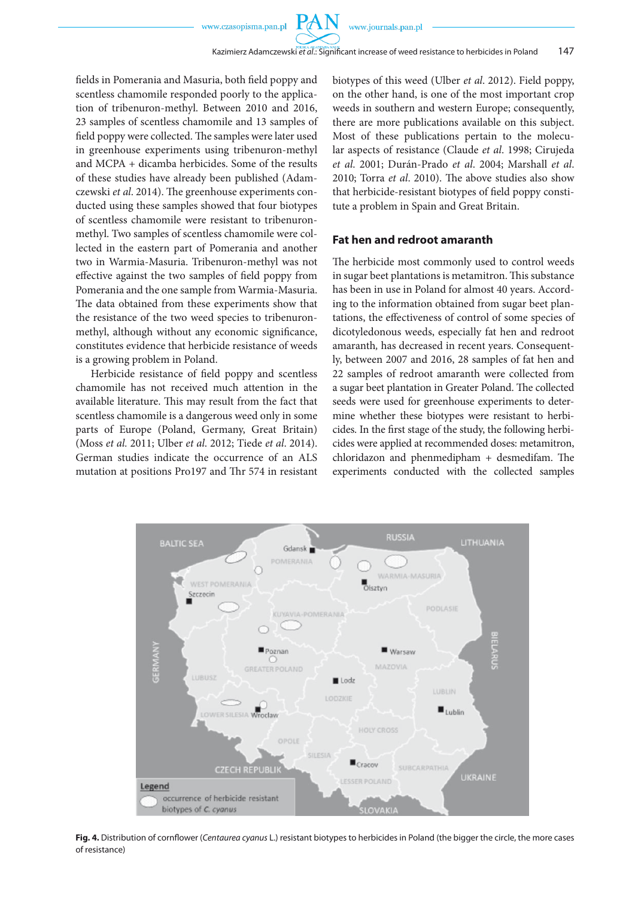fields in Pomerania and Masuria, both field poppy and scentless chamomile responded poorly to the application of tribenuron-methyl. Between 2010 and 2016, 23 samples of scentless chamomile and 13 samples of field poppy were collected. The samples were later used in greenhouse experiments using tribenuron-methyl and MCPA + dicamba herbicides. Some of the results of these studies have already been published (Adamczewski *et al*. 2014). The greenhouse experiments conducted using these samples showed that four biotypes of scentless chamomile were resistant to tribenuron-methyl. Two samples of scentless chamomile were collected in the eastern part of Pomerania and another two in Warmia-Masuria. Tribenuron-methyl was not effective against the two samples of field poppy from Pomerania and the one sample from Warmia-Masuria. The data obtained from these experiments show that the resistance of the two weed species to tribenuron-methyl, although without any economic significance, constitutes evidence that herbicide resistance of weeds is a growing problem in Poland.

Herbicide resistance of field poppy and scentless chamomile has not received much attention in the available literature. This may result from the fact that scentless chamomile is a dangerous weed only in some parts of Europe (Poland, Germany, Great Britain) (Moss *et al*. 2011; Ulber *et al*. 2012; Tiede *et al*. 2014). German studies indicate the occurrence of an ALS mutation at positions Pro197 and Thr 574 in resistant biotypes of this weed (Ulber *et al*. 2012). Field poppy, on the other hand, is one of the most important crop weeds in southern and western Europe; consequently, there are more publications available on this subject. Most of these publications pertain to the molecular aspects of resistance (Claude *et al*. 1998; Cirujeda *et al*. 2001; Durán-Prado *et al*. 2004; Marshall *et al*. 2010; Torra *et al*. 2010). The above studies also show that herbicide-resistant biotypes of field poppy constitute a problem in Spain and Great Britain.

## Fat hen and redroot amaranth

The herbicide most commonly used to control weeds in sugar beet plantations is metamitron. This substance has been in use in Poland for almost 40 years. According to the information obtained from sugar beet plantations, the effectiveness of control of some species of dicotyledonous weeds, especially fat hen and redroot amaranth, has decreased in recent years. Consequently, between 2007 and 2016, 28 samples of fat hen and 22 samples of redroot amaranth were collected from a sugar beet plantation in Greater Poland. The collected seeds were used for greenhouse experiments to determine whether these biotypes were resistant to herbicides. In the first stage of the study, the following herbicides were applied at recommended doses: metamitron, chloridazon and phenmedipham + desmedifam. The experiments conducted with the collected samples

**Fig. 4.** Distribution of cornflower (*Centaurea cyanus* L.) resistant biotypes to herbicides in Poland (the bigger the circle, the more cases of resistance)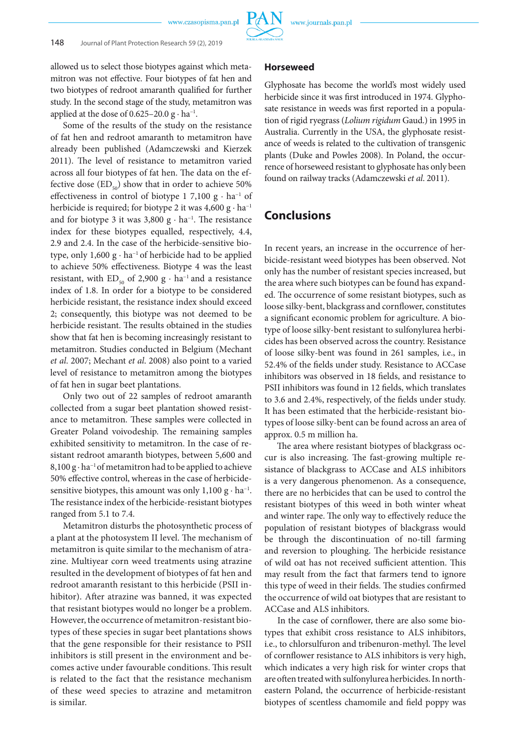allowed us to select those biotypes against which metamitron was not effective. Four biotypes of fat hen and two biotypes of redroot amaranth qualified for further study. In the second stage of the study, metamitron was applied at the dose of 0.625–20.0 g · ha$^{-1}$.

Some of the results of the study on the resistance of fat hen and redroot amaranth to metamitron have already been published (Adamczewski and Kierzek 2011). The level of resistance to metamitron varied across all four biotypes of fat hen. The data on the effective dose ($ED_{50}$) show that in order to achieve 50% effectiveness in control of biotype 1 7,100 g · ha$^{-1}$ of herbicide is required; for biotype 2 it was 4,600 g · ha$^{-1}$ and for biotype 3 it was 3,800 g · ha$^{-1}$. The resistance index for these biotypes equalled, respectively, 4.4, 2.9 and 2.4. In the case of the herbicide-sensitive biotype, only 1,600 g · ha$^{-1}$ of herbicide had to be applied to achieve 50% effectiveness. Biotype 4 was the least resistant, with $ED_{50}$ of 2,900 g · ha$^{-1}$ and a resistance index of 1.8. In order for a biotype to be considered herbicide resistant, the resistance index should exceed 2; consequently, this biotype was not deemed to be herbicide resistant. The results obtained in the studies show that fat hen is becoming increasingly resistant to metamitron. Studies conducted in Belgium (Mechant *et al.* 2007; Mechant *et al.* 2008) also point to a varied level of resistance to metamitron among the biotypes of fat hen in sugar beet plantations.

Only two out of 22 samples of redroot amaranth collected from a sugar beet plantation showed resistance to metamitron. These samples were collected in Greater Poland voivodeship. The remaining samples exhibited sensitivity to metamitron. In the case of resistant redroot amaranth biotypes, between 5,600 and 8,100 g · ha$^{-1}$ of metamitron had to be applied to achieve 50% effective control, whereas in the case of herbicide-sensitive biotypes, this amount was only 1,100 g · ha$^{-1}$. The resistance index of the herbicide-resistant biotypes ranged from 5.1 to 7.4.

Metamitron disturbs the photosynthetic process of a plant at the photosystem II level. The mechanism of metamitron is quite similar to the mechanism of atrazine. Multiyear corn weed treatments using atrazine resulted in the development of biotypes of fat hen and redroot amaranth resistant to this herbicide (PSII inhibitor). After atrazine was banned, it was expected that resistant biotypes would no longer be a problem. However, the occurrence of metamitron-resistant biotypes of these species in sugar beet plantations shows that the gene responsible for their resistance to PSII inhibitors is still present in the environment and becomes active under favourable conditions. This result is related to the fact that the resistance mechanism of these weed species to atrazine and metamitron is similar.

### Horseweed

Glyphosate has become the world's most widely used herbicide since it was first introduced in 1974. Glyphosate resistance in weeds was first reported in a population of rigid ryegrass (*Lolium rigidum* Gaud.) in 1995 in Australia. Currently in the USA, the glyphosate resistance of weeds is related to the cultivation of transgenic plants (Duke and Powles 2008). In Poland, the occurrence of horseweed resistant to glyphosate has only been found on railway tracks (Adamczewski *et al.* 2011).

## Conclusions

In recent years, an increase in the occurrence of herbicide-resistant weed biotypes has been observed. Not only has the number of resistant species increased, but the area where such biotypes can be found has expanded. The occurrence of some resistant biotypes, such as loose silky-bent, blackgrass and cornflower, constitutes a significant economic problem for agriculture. A biotype of loose silky-bent resistant to sulfonylurea herbicides has been observed across the country. Resistance of loose silky-bent was found in 261 samples, i.e., in 52.4% of the fields under study. Resistance to ACCase inhibitors was observed in 18 fields, and resistance to PSII inhibitors was found in 12 fields, which translates to 3.6 and 2.4%, respectively, of the fields under study. It has been estimated that the herbicide-resistant biotypes of loose silky-bent can be found across an area of approx. 0.5 m million ha.

The area where resistant biotypes of blackgrass occur is also increasing. The fast-growing multiple resistance of blackgrass to ACCase and ALS inhibitors is a very dangerous phenomenon. As a consequence, there are no herbicides that can be used to control the resistant biotypes of this weed in both winter wheat and winter rape. The only way to effectively reduce the population of resistant biotypes of blackgrass would be through the discontinuation of no-till farming and reversion to ploughing. The herbicide resistance of wild oat has not received sufficient attention. This may result from the fact that farmers tend to ignore this type of weed in their fields. The studies confirmed the occurrence of wild oat biotypes that are resistant to ACCase and ALS inhibitors.

In the case of cornflower, there are also some biotypes that exhibit cross resistance to ALS inhibitors, i.e., to chlorsulfuron and tribenuron-methyl. The level of cornflower resistance to ALS inhibitors is very high, which indicates a very high risk for winter crops that are often treated with sulfonylurea herbicides. In north-eastern Poland, the occurrence of herbicide-resistant biotypes of scentless chamomile and field poppy was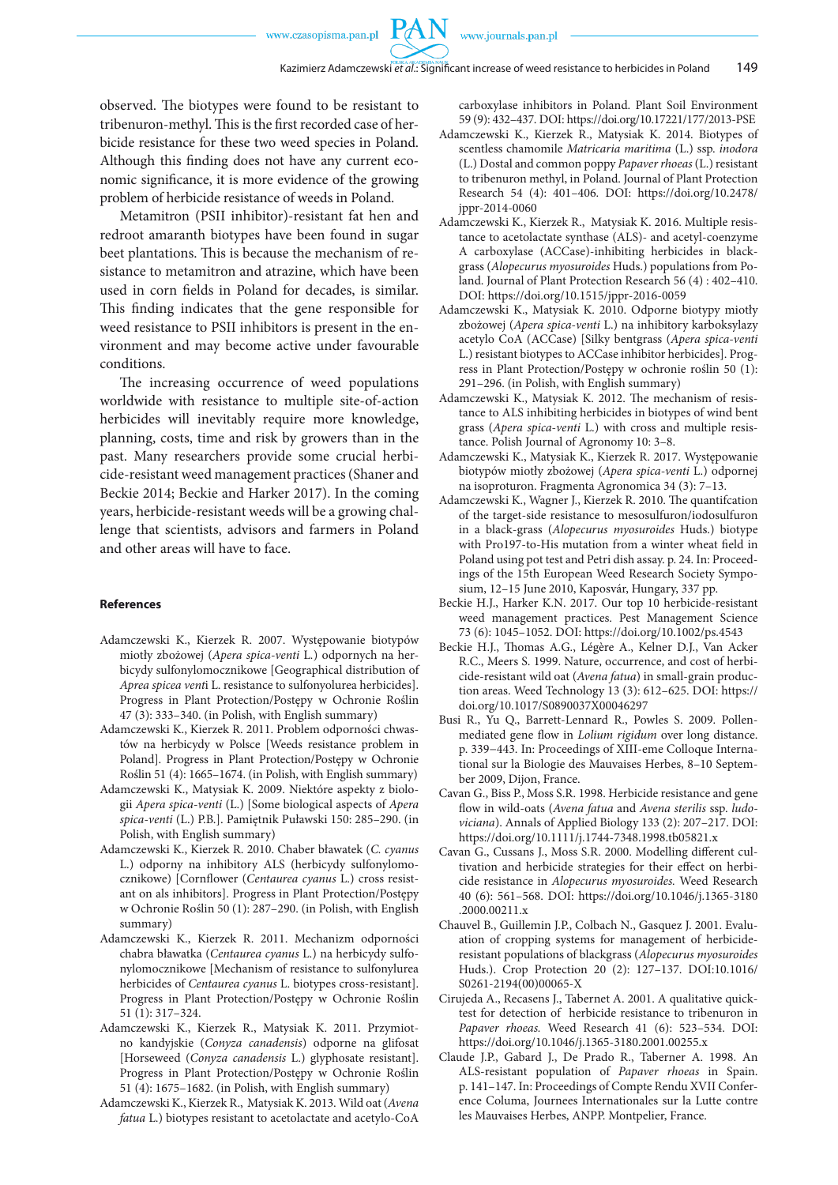observed. The biotypes were found to be resistant to tribenuron-methyl. This is the first recorded case of herbicide resistance for these two weed species in Poland. Although this finding does not have any current economic significance, it is more evidence of the growing problem of herbicide resistance of weeds in Poland.

Metamitron (PSII inhibitor)-resistant fat hen and redroot amaranth biotypes have been found in sugar beet plantations. This is because the mechanism of resistance to metamitron and atrazine, which have been used in corn fields in Poland for decades, is similar. This finding indicates that the gene responsible for weed resistance to PSII inhibitors is present in the environment and may become active under favourable conditions.

The increasing occurrence of weed populations worldwide with resistance to multiple site-of-action herbicides will inevitably require more knowledge, planning, costs, time and risk by growers than in the past. Many researchers provide some crucial herbicide-resistant weed management practices (Shaner and Beckie 2014; Beckie and Harker 2017). In the coming years, herbicide-resistant weeds will be a growing challenge that scientists, advisors and farmers in Poland and other areas will have to face.

#### References

Adamczewski K., Kierzek R. 2007. Występowanie biotypów miotły zbożowej (*Apera spica-venti* L.) odpornych na herbicydy sulfonylomocznikowe [Geographical distribution of *Aprea spicea vent*i L. resistance to sulfonylourea herbicides]. Progress in Plant Protection/Postępy w Ochronie Roślin 47 (3): 333–340. (in Polish, with English summary)

Adamczewski K., Kierzek R. 2011. Problem odporności chwastów na herbicydy w Polsce [Weeds resistance problem in Poland]. Progress in Plant Protection/Postępy w Ochronie Roślin 51 (4): 1665–1674. (in Polish, with English summary)

Adamczewski K., Matysiak K. 2009. Niektóre aspekty z biologii *Apera spica-venti* (L.) [Some biological aspects of *Apera spica-venti* (L.) P.B.]. Pamiętnik Puławski 150: 285–290. (in Polish, with English summary)

Adamczewski K., Kierzek R. 2010. Chaber bławatek (*C. cyanus* L.) odporny na inhibitory ALS (herbicydy sulfonylomocznikowe) [Cornflower (*Centaurea cyanus* L.) cross resistant on als inhibitors]. Progress in Plant Protection/Postępy w Ochronie Roślin 50 (1): 287–290. (in Polish, with English summary)

Adamczewski K., Kierzek R. 2011. Mechanizm odporności chabra bławatka (*Centaurea cyanus* L.) na herbicydy sulfonylomocznikowe [Mechanism of resistance to sulfonylurea herbicides of *Centaurea cyanus* L. biotypes cross-resistant]. Progress in Plant Protection/Postępy w Ochronie Roślin 51 (1): 317–324.

Adamczewski K., Kierzek R., Matysiak K. 2011. Przymiotno kandyjskie (*Conyza canadensis*) odporne na glifosat [Horseweed (*Conyza canadensis* L.) glyphosate resistant]. Progress in Plant Protection/Postępy w Ochronie Roślin 51 (4): 1675–1682. (in Polish, with English summary)

Adamczewski K., Kierzek R., Matysiak K. 2013. Wild oat (*Avena fatua* L.) biotypes resistant to acetolactate and acetylo-CoA carboxylase inhibitors in Poland. Plant Soil Environment 59 (9): 432–437. DOI: https://doi.org/10.17221/177/2013-PSE

Adamczewski K., Kierzek R., Matysiak K. 2014. Biotypes of scentless chamomile *Matricaria maritima* (L.) ssp. *inodora* (L.) Dostal and common poppy *Papaver rhoeas* (L.) resistant to tribenuron methyl, in Poland. Journal of Plant Protection Research 54 (4): 401–406. DOI: https://doi.org/10.2478/jppr-2014-0060

Adamczewski K., Kierzek R., Matysiak K. 2016. Multiple resistance to acetolactate synthase (ALS)- and acetyl-coenzyme A carboxylase (ACCase)-inhibiting herbicides in blackgrass (*Alopecurus myosuroides* Huds.) populations from Poland. Journal of Plant Protection Research 56 (4) : 402–410. DOI: https://doi.org/10.1515/jppr-2016-0059

Adamczewski K., Matysiak K. 2010. Odporne biotypy miotły zbożowej (*Apera spica-venti* L.) na inhibitory karboksylazy acetylo CoA (ACCase) [Silky bentgrass (*Apera spica-venti* L.) resistant biotypes to ACCase inhibitor herbicides]. Progress in Plant Protection/Postępy w ochronie roślin 50 (1): 291–296. (in Polish, with English summary)

Adamczewski K., Matysiak K. 2012. The mechanism of resistance to ALS inhibiting herbicides in biotypes of wind bent grass (*Apera spica-venti* L.) with cross and multiple resistance. Polish Journal of Agronomy 10: 3–8.

Adamczewski K., Matysiak K., Kierzek R. 2017. Występowanie biotypów miotły zbożowej (*Apera spica-venti* L.) odpornej na isoproturon. Fragmenta Agronomica 34 (3): 7–13.

Adamczewski K., Wagner J., Kierzek R. 2010. The quantifcation of the target-side resistance to mesosulfuron/iodosulfuron in a black-grass (*Alopecurus myosuroides* Huds.) biotype with Pro197-to-His mutation from a winter wheat field in Poland using pot test and Petri dish assay. p. 24. In: Proceedings of the 15th European Weed Research Society Symposium, 12–15 June 2010, Kaposvár, Hungary, 337 pp.

Beckie H.J., Harker K.N. 2017. Our top 10 herbicide-resistant weed management practices. Pest Management Science 73 (6): 1045–1052. DOI: https://doi.org/10.1002/ps.4543

Beckie H.J., Thomas A.G., Légère A., Kelner D.J., Van Acker R.C., Meers S. 1999. Nature, occurrence, and cost of herbicide-resistant wild oat (*Avena fatua*) in small-grain production areas. Weed Technology 13 (3): 612–625. DOI: https://doi.org/10.1017/S0890037X00046297

Busi R., Yu Q., Barrett-Lennard R., Powles S. 2009. Pollen-mediated gene flow in *Lolium rigidum* over long distance. p. 339–443. In: Proceedings of XIII-eme Colloque International sur la Biologie des Mauvaises Herbes, 8–10 September 2009, Dijon, France.

Cavan G., Biss P., Moss S.R. 1998. Herbicide resistance and gene flow in wild-oats (*Avena fatua* and *Avena sterilis* ssp. *ludoviciana*). Annals of Applied Biology 133 (2): 207–217. DOI: https://doi.org/10.1111/j.1744-7348.1998.tb05821.x

Cavan G., Cussans J., Moss S.R. 2000. Modelling different cultivation and herbicide strategies for their effect on herbicide resistance in *Alopecurus myosuroides.* Weed Research 40 (6): 561–568. DOI: https://doi.org/10.1046/j.1365-3180.2000.00211.x

Chauvel B., Guillemin J.P., Colbach N., Gasquez J. 2001. Evaluation of cropping systems for management of herbicide-resistant populations of blackgrass (*Alopecurus myosuroides* Huds.). Crop Protection 20 (2): 127–137. DOI:10.1016/S0261-2194(00)00065-X

Cirujeda A., Recasens J., Tabernet A. 2001. A qualitative quick-test for detection of herbicide resistance to tribenuron in *Papaver rhoeas.* Weed Research 41 (6): 523–534. DOI: https://doi.org/10.1046/j.1365-3180.2001.00255.x

Claude J.P., Gabard J., De Prado R., Taberner A. 1998. An ALS-resistant population of *Papaver rhoeas* in Spain. p. 141–147. In: Proceedings of Compte Rendu XVII Conference Columa, Journees Internationales sur la Lutte contre les Mauvaises Herbes, ANPP. Montpelier, France.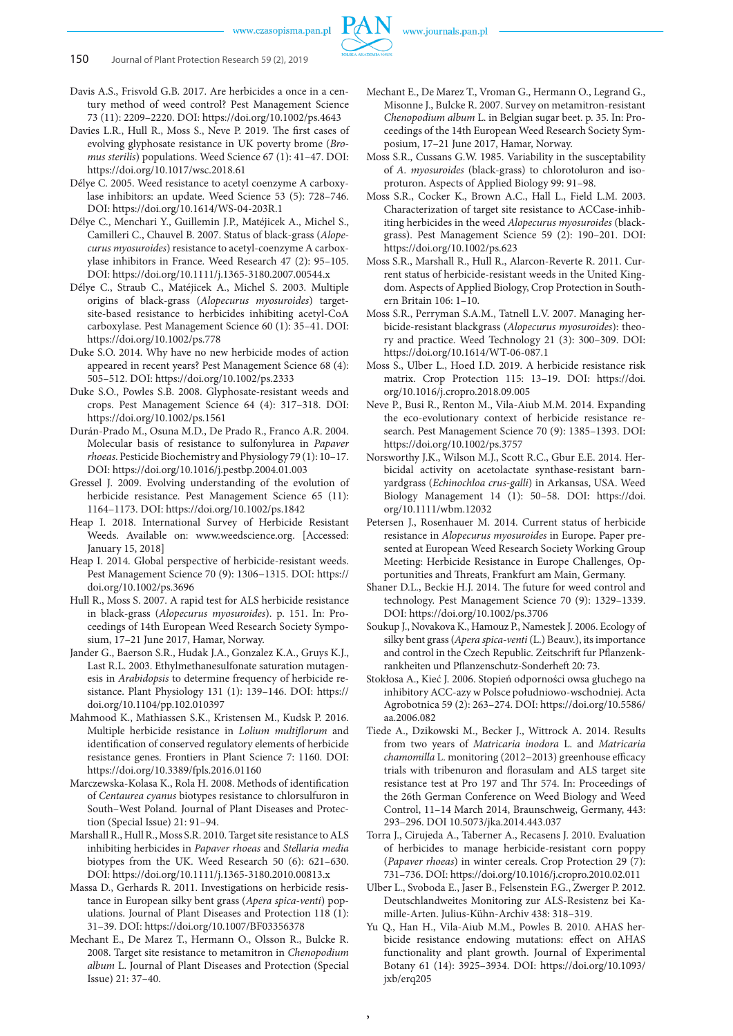Davis A.S., Frisvold G.B. 2017. Are herbicides a once in a century method of weed control? Pest Management Science 73 (11): 2209–2220. DOI: https://doi.org/10.1002/ps.4643

Davies L.R., Hull R., Moss S., Neve P. 2019. The first cases of evolving glyphosate resistance in UK poverty brome (*Bromus sterilis*) populations. Weed Science 67 (1): 41–47. DOI: https://doi.org/10.1017/wsc.2018.61

Délye C. 2005. Weed resistance to acetyl coenzyme A carboxylase inhibitors: an update. Weed Science 53 (5): 728–746. DOI: https://doi.org/10.1614/WS-04-203R.1

Délye C., Menchari Y., Guillemin J.P., Matéjicek A., Michel S., Camilleri C., Chauvel B. 2007. Status of black-grass (*Alopecurus myosuroides*) resistance to acetyl-coenzyme A carboxylase inhibitors in France. Weed Research 47 (2): 95–105. DOI: https://doi.org/10.1111/j.1365-3180.2007.00544.x

Délye C., Straub C., Matéjicek A., Michel S. 2003. Multiple origins of black-grass (*Alopecurus myosuroides*) target-site-based resistance to herbicides inhibiting acetyl-CoA carboxylase. Pest Management Science 60 (1): 35–41. DOI: https://doi.org/10.1002/ps.778

Duke S.O. 2014. Why have no new herbicide modes of action appeared in recent years? Pest Management Science 68 (4): 505–512. DOI: https://doi.org/10.1002/ps.2333

Duke S.O., Powles S.B. 2008. Glyphosate-resistant weeds and crops. Pest Management Science 64 (4): 317–318. DOI: https://doi.org/10.1002/ps.1561

Durán-Prado M., Osuna M.D., De Prado R., Franco A.R. 2004. Molecular basis of resistance to sulfonylurea in *Papaver rhoeas*. Pesticide Biochemistry and Physiology 79 (1): 10–17. DOI: https://doi.org/10.1016/j.pestbp.2004.01.003

Gressel J. 2009. Evolving understanding of the evolution of herbicide resistance. Pest Management Science 65 (11): 1164–1173. DOI: https://doi.org/10.1002/ps.1842

Heap I. 2018. International Survey of Herbicide Resistant Weeds. Available on: www.weedscience.org. [Accessed: January 15, 2018]

Heap I. 2014. Global perspective of herbicide-resistant weeds. Pest Management Science 70 (9): 1306–1315. DOI: https://doi.org/10.1002/ps.3696

Hull R., Moss S. 2007. A rapid test for ALS herbicide resistance in black-grass (*Alopecurus myosuroides*). p. 151. In: Proceedings of 14th European Weed Research Society Symposium, 17–21 June 2017, Hamar, Norway.

Jander G., Baerson S.R., Hudak J.A., Gonzalez K.A., Gruys K.J., Last R.L. 2003. Ethylmethanesulfonate saturation mutagenesis in *Arabidopsis* to determine frequency of herbicide resistance. Plant Physiology 131 (1): 139–146. DOI: https://doi.org/10.1104/pp.102.010397

Mahmood K., Mathiassen S.K., Kristensen M., Kudsk P. 2016. Multiple herbicide resistance in *Lolium multiflorum* and identification of conserved regulatory elements of herbicide resistance genes. Frontiers in Plant Science 7: 1160. DOI: https://doi.org/10.3389/fpls.2016.01160

Marczewska-Kolasa K., Rola H. 2008. Methods of identification of *Centaurea cyanus* biotypes resistance to chlorsulfuron in South–West Poland. Journal of Plant Diseases and Protection (Special Issue) 21: 91–94.

Marshall R., Hull R., Moss S.R. 2010. Target site resistance to ALS inhibiting herbicides in *Papaver rhoeas* and *Stellaria media* biotypes from the UK. Weed Research 50 (6): 621–630. DOI: https://doi.org/10.1111/j.1365-3180.2010.00813.x

Massa D., Gerhards R. 2011. Investigations on herbicide resistance in European silky bent grass (*Apera spica-venti*) populations. Journal of Plant Diseases and Protection 118 (1): 31–39. DOI: https://doi.org/10.1007/BF03356378

Mechant E., De Marez T., Hermann O., Olsson R., Bulcke R. 2008. Target site resistance to metamitron in *Chenopodium album* L. Journal of Plant Diseases and Protection (Special Issue) 21: 37–40.

Mechant E., De Marez T., Vroman G., Hermann O., Legrand G., Misonne J., Bulcke R. 2007. Survey on metamitron-resistant *Chenopodium album* L. in Belgian sugar beet. p. 35. In: Proceedings of the 14th European Weed Research Society Symposium, 17–21 June 2017, Hamar, Norway.

Moss S.R., Cussans G.W. 1985. Variability in the susceptability of *A. myosuroides* (black-grass) to chlorotoluron and isoproturon. Aspects of Applied Biology 99: 91–98.

Moss S.R., Cocker K., Brown A.C., Hall L., Field L.M. 2003. Characterization of target site resistance to ACCase-inhibiting herbicides in the weed *Alopecurus myosuroides* (black-grass). Pest Management Science 59 (2): 190–201. DOI: https://doi.org/10.1002/ps.623

Moss S.R., Marshall R., Hull R., Alarcon-Reverte R. 2011. Current status of herbicide-resistant weeds in the United Kingdom. Aspects of Applied Biology, Crop Protection in Southern Britain 106: 1–10.

Moss S.R., Perryman S.A.M., Tatnell L.V. 2007. Managing herbicide-resistant blackgrass (*Alopecurus myosuroides*): theory and practice. Weed Technology 21 (3): 300–309. DOI: https://doi.org/10.1614/WT-06-087.1

Moss S., Ulber L., Hoed I.D. 2019. A herbicide resistance risk matrix. Crop Protection 115: 13–19. DOI: https://doi.org/10.1016/j.cropro.2018.09.005

Neve P., Busi R., Renton M., Vila-Aiub M.M. 2014. Expanding the eco-evolutionary context of herbicide resistance research. Pest Management Science 70 (9): 1385–1393. DOI: https://doi.org/10.1002/ps.3757

Norsworthy J.K., Wilson M.J., Scott R.C., Gbur E.E. 2014. Herbicidal activity on acetolactate synthase-resistant barnyardgrass (*Echinochloa crus-galli*) in Arkansas, USA. Weed Biology Management 14 (1): 50–58. DOI: https://doi.org/10.1111/wbm.12032

Petersen J., Rosenhauer M. 2014. Current status of herbicide resistance in *Alopecurus myosuroides* in Europe. Paper presented at European Weed Research Society Working Group Meeting: Herbicide Resistance in Europe Challenges, Opportunities and Threats, Frankfurt am Main, Germany.

Shaner D.L., Beckie H.J. 2014. The future for weed control and technology. Pest Management Science 70 (9): 1329–1339. DOI: https://doi.org/10.1002/ps.3706

Soukup J., Novakova K., Hamouz P., Namestek J. 2006. Ecology of silky bent grass (*Apera spica-venti* (L.) Beauv.), its importance and control in the Czech Republic. Zeitschrift fur Pflanzenkrankheiten und Pflanzenschutz-Sonderheft 20: 73.

Stokłosa A., Kieć J. 2006. Stopień odporności owsa głuchego na inhibitory ACC-azy w Polsce południowo-wschodniej. Acta Agrobotnica 59 (2): 263–274. DOI: https://doi.org/10.5586/aa.2006.082

Tiede A., Dzikowski M., Becker J., Wittrock A. 2014. Results from two years of *Matricaria inodora* L. and *Matricaria chamomilla* L. monitoring (2012–2013) greenhouse efficacy trials with tribenuron and florasulam and ALS target site resistance test at Pro 197 and Thr 574. In: Proceedings of the 26th German Conference on Weed Biology and Weed Control, 11–14 March 2014, Braunschweig, Germany, 443: 293–296. DOI 10.5073/jka.2014.443.037

Torra J., Cirujeda A., Taberner A., Recasens J. 2010. Evaluation of herbicides to manage herbicide-resistant corn poppy (*Papaver rhoeas*) in winter cereals. Crop Protection 29 (7): 731–736. DOI: https://doi.org/10.1016/j.cropro.2010.02.011

Ulber L., Svoboda E., Jaser B., Felsenstein F.G., Zwerger P. 2012. Deutschlandweites Monitoring zur ALS-Resistenz bei Kamille-Arten. Julius-Kühn-Archiv 438: 318–319.

Yu Q., Han H., Vila-Aiub M.M., Powles B. 2010. AHAS herbicide resistance endowing mutations: effect on AHAS functionality and plant growth. Journal of Experimental Botany 61 (14): 3925–3934. DOI: https://doi.org/10.1093/jxb/erq205